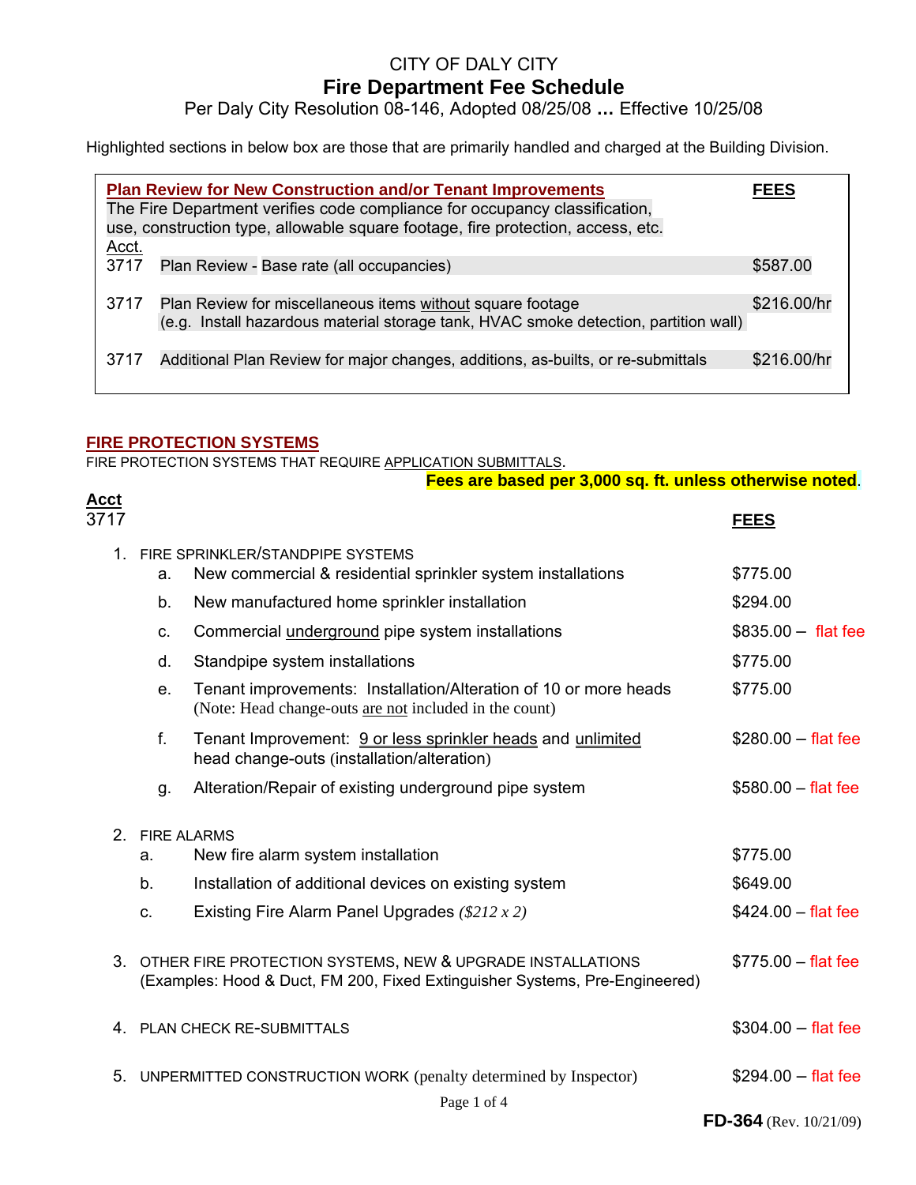# CITY OF DALY CITY

## Fire Department Fee Schedule

Per Daly City Resolution 08-146, Adopted 08/25/08 **…** Effective 10/25/08

Highlighted sections in below box are those that are primarily handled and charged at the Building Division.

**Plan Review for New Construction and/or Tenant Improvements**

The Fire Department verifies code compliance for occupancy classification, use, construction type, allowable square footage, fire protection, access, etc.

| Acct. | | FEES |
|---|---|---|
| 3717 | Plan Review - Base rate (all occupancies) | $587.00 |
| 3717 | Plan Review for miscellaneous items without square footage (e.g. Install hazardous material storage tank, HVAC smoke detection, partition wall) | $216.00/hr |
| 3717 | Additional Plan Review for major changes, additions, as-builts, or re-submittals | $216.00/hr |

## FIRE PROTECTION SYSTEMS

FIRE PROTECTION SYSTEMS THAT REQUIRE APPLICATION SUBMITTALS.

**Fees are based per 3,000 sq. ft. unless otherwise noted.**

**Acct**
3717

| | | FEES |
|---|---|---|
| **1.** | **FIRE SPRINKLER/STANDPIPE SYSTEMS** | |
| a. | New commercial & residential sprinkler system installations | $775.00 |
| b. | New manufactured home sprinkler installation | $294.00 |
| c. | Commercial underground pipe system installations | $835.00 – flat fee |
| d. | Standpipe system installations | $775.00 |
| e. | Tenant improvements: Installation/Alteration of 10 or more heads (Note: Head change-outs are not included in the count) | $775.00 |
| f. | Tenant Improvement: 9 or less sprinkler heads and unlimited head change-outs (installation/alteration) | $280.00 – flat fee |
| g. | Alteration/Repair of existing underground pipe system | $580.00 – flat fee |
| **2.** | **FIRE ALARMS** | |
| a. | New fire alarm system installation | $775.00 |
| b. | Installation of additional devices on existing system | $649.00 |
| c. | Existing Fire Alarm Panel Upgrades *($212 x 2)* | $424.00 – flat fee |
| **3.** | **OTHER FIRE PROTECTION SYSTEMS, NEW & UPGRADE INSTALLATIONS** (Examples: Hood & Duct, FM 200, Fixed Extinguisher Systems, Pre-Engineered) | $775.00 – flat fee |
| **4.** | **PLAN CHECK RE-SUBMITTALS** | $304.00 – flat fee |
| **5.** | **UNPERMITTED CONSTRUCTION WORK** (penalty determined by Inspector) | $294.00 – flat fee |

**FD-364** (Rev. 10/21/09)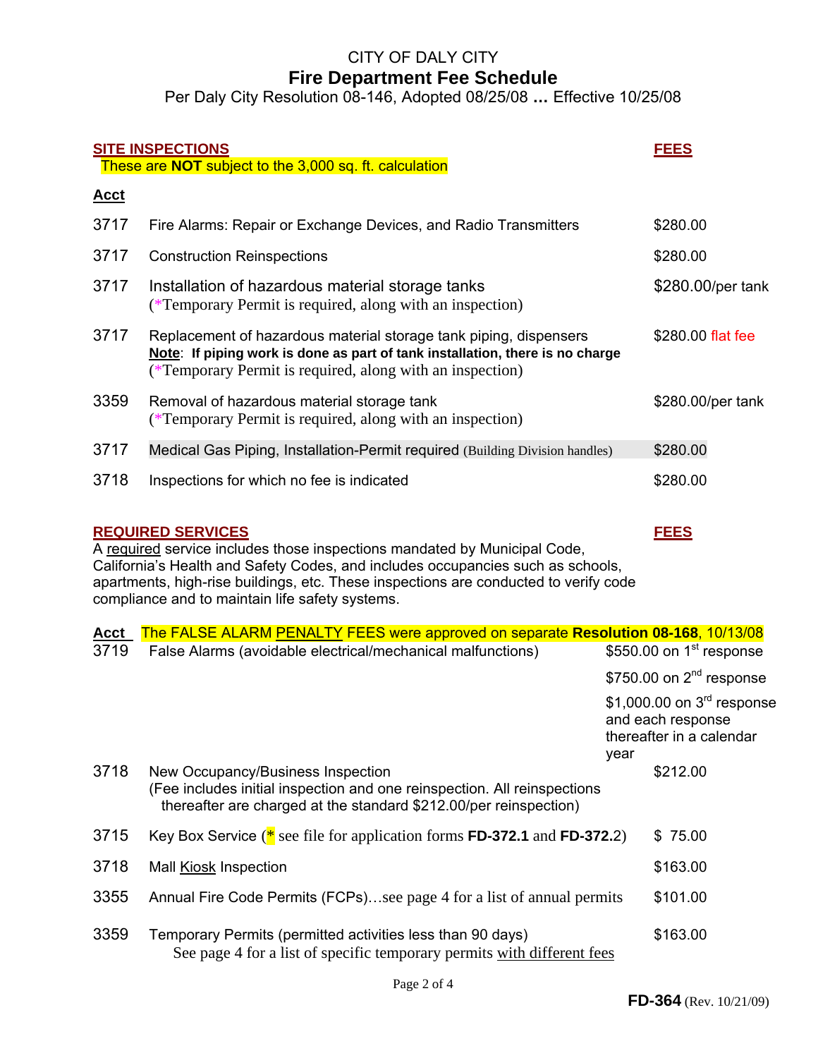# CITY OF DALY CITY

## Fire Department Fee Schedule

Per Daly City Resolution 08-146, Adopted 08/25/08 **…** Effective 10/25/08

### SITE INSPECTIONS

These are **NOT** subject to the 3,000 sq. ft. calculation

| Acct | | FEES |
|---|---|---|
| 3717 | Fire Alarms: Repair or Exchange Devices, and Radio Transmitters | $280.00 |
| 3717 | Construction Reinspections | $280.00 |
| 3717 | Installation of hazardous material storage tanks (*Temporary Permit is required, along with an inspection) | $280.00/per tank |
| 3717 | Replacement of hazardous material storage tank piping, dispensers **Note: If piping work is done as part of tank installation, there is no charge** (*Temporary Permit is required, along with an inspection) | $280.00 flat fee |
| 3359 | Removal of hazardous material storage tank (*Temporary Permit is required, along with an inspection) | $280.00/per tank |
| 3717 | Medical Gas Piping, Installation-Permit required (Building Division handles) | $280.00 |
| 3718 | Inspections for which no fee is indicated | $280.00 |

### REQUIRED SERVICES

A required service includes those inspections mandated by Municipal Code, California's Health and Safety Codes, and includes occupancies such as schools, apartments, high-rise buildings, etc. These inspections are conducted to verify code compliance and to maintain life safety systems.

The FALSE ALARM PENALTY FEES were approved on separate **Resolution 08-168**, 10/13/08

| Acct | | FEES |
|---|---|---|
| 3719 | False Alarms (avoidable electrical/mechanical malfunctions) | $550.00 on 1st response<br>$750.00 on 2nd response<br>$1,000.00 on 3rd response and each response thereafter in a calendar year |
| 3718 | New Occupancy/Business Inspection (Fee includes initial inspection and one reinspection. All reinspections thereafter are charged at the standard $212.00/per reinspection) | $212.00 |
| 3715 | Key Box Service (* see file for application forms **FD-372.1** and **FD-372.**2) | $ 75.00 |
| 3718 | Mall Kiosk Inspection | $163.00 |
| 3355 | Annual Fire Code Permits (FCPs)…see page 4 for a list of annual permits | $101.00 |
| 3359 | Temporary Permits (permitted activities less than 90 days) See page 4 for a list of specific temporary permits with different fees | $163.00 |

**FD-364** (Rev. 10/21/09)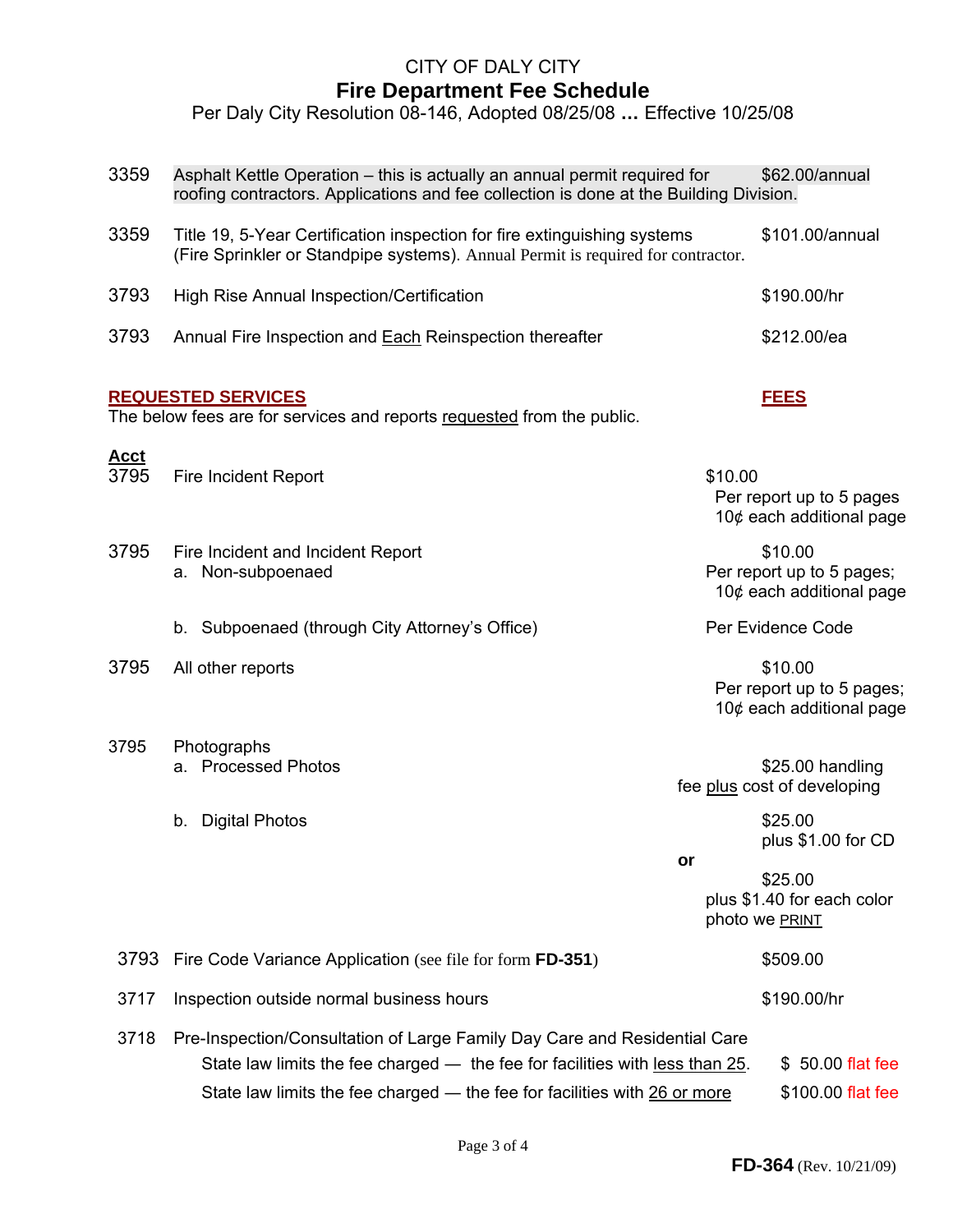# CITY OF DALY CITY

## Fire Department Fee Schedule

Per Daly City Resolution 08-146, Adopted 08/25/08 **…** Effective 10/25/08

| | | |
|---|---|---|
| 3359 | Asphalt Kettle Operation – this is actually an annual permit required for roofing contractors. Applications and fee collection is done at the Building Division. | $62.00/annual |
| 3359 | Title 19, 5-Year Certification inspection for fire extinguishing systems (Fire Sprinkler or Standpipe systems). Annual Permit is required for contractor. | $101.00/annual |
| 3793 | High Rise Annual Inspection/Certification | $190.00/hr |
| 3793 | Annual Fire Inspection and Each Reinspection thereafter | $212.00/ea |

**REQUESTED SERVICES** — **FEES**

The below fees are for services and reports requested from the public.

| Acct | | |
|---|---|---|
| 3795 | Fire Incident Report | $10.00 Per report up to 5 pages 10¢ each additional page |
| 3795 | Fire Incident and Incident Report<br>a. Non-subpoenaed | $10.00 Per report up to 5 pages; 10¢ each additional page |
| | b. Subpoenaed (through City Attorney's Office) | Per Evidence Code |
| 3795 | All other reports | $10.00 Per report up to 5 pages; 10¢ each additional page |
| 3795 | Photographs<br>a. Processed Photos | $25.00 handling fee plus cost of developing |
| | b. Digital Photos | $25.00 plus $1.00 for CD **or** $25.00 plus $1.40 for each color photo we PRINT |
| 3793 | Fire Code Variance Application (see file for form **FD-351**) | $509.00 |
| 3717 | Inspection outside normal business hours | $190.00/hr |
| 3718 | Pre-Inspection/Consultation of Large Family Day Care and Residential Care | |
| | State law limits the fee charged — the fee for facilities with less than 25. | $ 50.00 flat fee |
| | State law limits the fee charged — the fee for facilities with 26 or more | $100.00 flat fee |

**FD-364** (Rev. 10/21/09)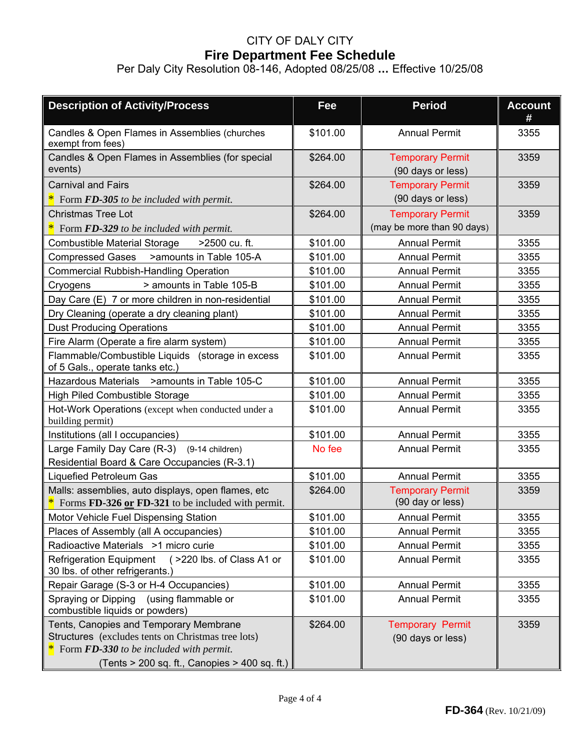CITY OF DALY CITY

# Fire Department Fee Schedule

Per Daly City Resolution 08-146, Adopted 08/25/08 **…** Effective 10/25/08

| Description of Activity/Process | Fee | Period | Account # |
|---|---|---|---|
| Candles & Open Flames in Assemblies (churches exempt from fees) | $101.00 | Annual Permit | 3355 |
| Candles & Open Flames in Assemblies (for special events) | $264.00 | Temporary Permit (90 days or less) | 3359 |
| Carnival and Fairs<br>* Form ***FD-305*** *to be included with permit.* | $264.00 | Temporary Permit (90 days or less) | 3359 |
| Christmas Tree Lot<br>* Form ***FD-329*** *to be included with permit.* | $264.00 | Temporary Permit (may be more than 90 days) | 3359 |
| Combustible Material Storage >2500 cu. ft. | $101.00 | Annual Permit | 3355 |
| Compressed Gases >amounts in Table 105-A | $101.00 | Annual Permit | 3355 |
| Commercial Rubbish-Handling Operation | $101.00 | Annual Permit | 3355 |
| Cryogens > amounts in Table 105-B | $101.00 | Annual Permit | 3355 |
| Day Care (E) 7 or more children in non-residential | $101.00 | Annual Permit | 3355 |
| Dry Cleaning (operate a dry cleaning plant) | $101.00 | Annual Permit | 3355 |
| Dust Producing Operations | $101.00 | Annual Permit | 3355 |
| Fire Alarm (Operate a fire alarm system) | $101.00 | Annual Permit | 3355 |
| Flammable/Combustible Liquids (storage in excess of 5 Gals., operate tanks etc.) | $101.00 | Annual Permit | 3355 |
| Hazardous Materials >amounts in Table 105-C | $101.00 | Annual Permit | 3355 |
| High Piled Combustible Storage | $101.00 | Annual Permit | 3355 |
| Hot-Work Operations (except when conducted under a building permit) | $101.00 | Annual Permit | 3355 |
| Institutions (all I occupancies) | $101.00 | Annual Permit | 3355 |
| Large Family Day Care (R-3) (9-14 children)<br>Residential Board & Care Occupancies (R-3.1) | No fee | Annual Permit | 3355 |
| Liquefied Petroleum Gas | $101.00 | Annual Permit | 3355 |
| Malls: assemblies, auto displays, open flames, etc<br>* Forms **FD-326** <u>**or**</u> **FD-321** to be included with permit. | $264.00 | Temporary Permit (90 day or less) | 3359 |
| Motor Vehicle Fuel Dispensing Station | $101.00 | Annual Permit | 3355 |
| Places of Assembly (all A occupancies) | $101.00 | Annual Permit | 3355 |
| Radioactive Materials >1 micro curie | $101.00 | Annual Permit | 3355 |
| Refrigeration Equipment ( >220 lbs. of Class A1 or 30 lbs. of other refrigerants.) | $101.00 | Annual Permit | 3355 |
| Repair Garage (S-3 or H-4 Occupancies) | $101.00 | Annual Permit | 3355 |
| Spraying or Dipping (using flammable or combustible liquids or powders) | $101.00 | Annual Permit | 3355 |
| Tents, Canopies and Temporary Membrane Structures (excludes tents on Christmas tree lots)<br>* Form ***FD-330*** *to be included with permit.*<br>(Tents > 200 sq. ft., Canopies > 400 sq. ft.) | $264.00 | Temporary Permit (90 days or less) | 3359 |

**FD-364** (Rev. 10/21/09)